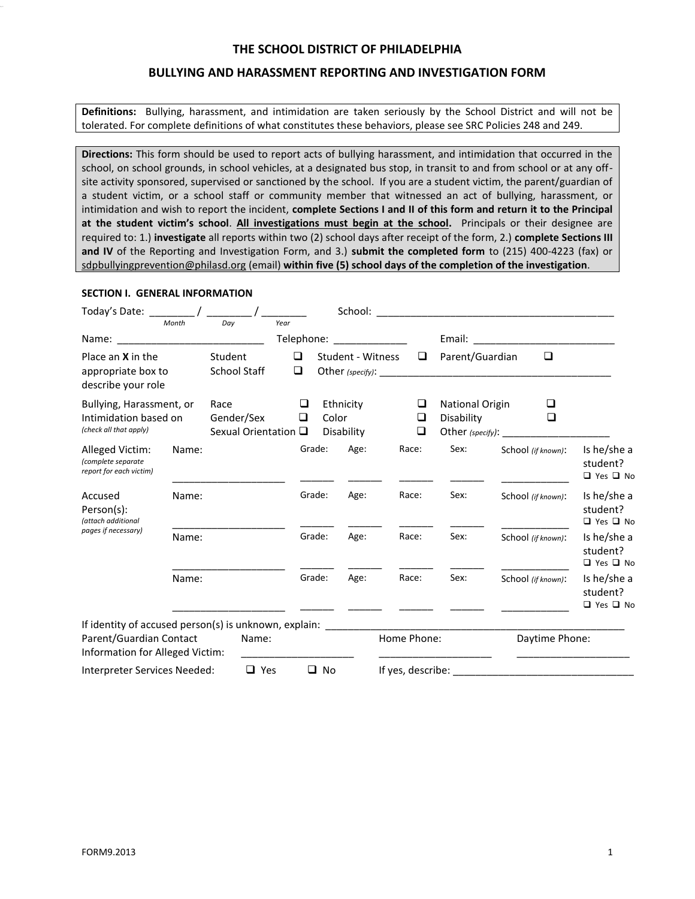# THE SCHOOL DISTRICT OF PHILADELPHIA

## BULLYING AND HARASSMENT REPORTING AND INVESTIGATION FORM

**Definitions:** Bullying, harassment, and intimidation are taken seriously by the School District and will not be tolerated. For complete definitions of what constitutes these behaviors, please see SRC Policies 248 and 249.

**Directions:** This form should be used to report acts of bullying harassment, and intimidation that occurred in the school, on school grounds, in school vehicles, at a designated bus stop, in transit to and from school or at any off-site activity sponsored, supervised or sanctioned by the school. If you are a student victim, the parent/guardian of a student victim, or a school staff or community member that witnessed an act of bullying, harassment, or intimidation and wish to report the incident, **complete Sections I and II of this form and return it to the Principal at the student victim's school**. **<u>All investigations must begin at the school</u>.** Principals or their designee are required to: 1.) **investigate** all reports within two (2) school days after receipt of the form, 2.) **complete Sections III and IV** of the Reporting and Investigation Form, and 3.) **submit the completed form** to (215) 400-4223 (fax) or <u>sdpbullyingprevention@philasd.org</u> (email) **within five (5) school days of the completion of the investigation**.

### SECTION I. GENERAL INFORMATION

Today's Date: ________ / ________ / ________ School: ____________________________________________
*Month* *Day* *Year*

Name: ___________________________ Telephone: _____________ Email: __________________________

Place an **X** in the appropriate box to describe your role

| | | | |
|---|---|---|---|
| Student ❑ | Student - Witness ❑ | Parent/Guardian ❑ | |
| School Staff ❑ | Other *(specify)*: ____________________________________________ | | |

Bullying, Harassment, or Intimidation based on *(check all that apply)*

| | | |
|---|---|---|
| Race ❑ | Ethnicity ❑ | National Origin ❑ |
| Gender/Sex ❑ | Color ❑ | Disability ❑ |
| Sexual Orientation ❑ | Disability ❑ | Other *(specify)*: ____________________ |

| | Name: | Grade: | Age: | Race: | Sex: | School *(if known)*: | Is he/she a student? |
|---|---|---|---|---|---|---|---|
| Alleged Victim: *(complete separate report for each victim)* | ____________________ | ______ | ______ | ______ | ______ | ____________ | ❑ Yes ❑ No |
| Accused Person(s): *(attach additional pages if necessary)* | ____________________ | ______ | ______ | ______ | ______ | ____________ | ❑ Yes ❑ No |
| | ____________________ | ______ | ______ | ______ | ______ | ____________ | ❑ Yes ❑ No |
| | ____________________ | ______ | ______ | ______ | ______ | ____________ | ❑ Yes ❑ No |

If identity of accused person(s) is unknown, explain: ________________________________________________

| Parent/Guardian Contact Information for Alleged Victim: | Name: | Home Phone: | Daytime Phone: |
|---|---|---|---|
| | ____________________ | ____________________ | ____________________ |

Interpreter Services Needed: ❑ Yes ❑ No If yes, describe: ________________________________

FORM9.2013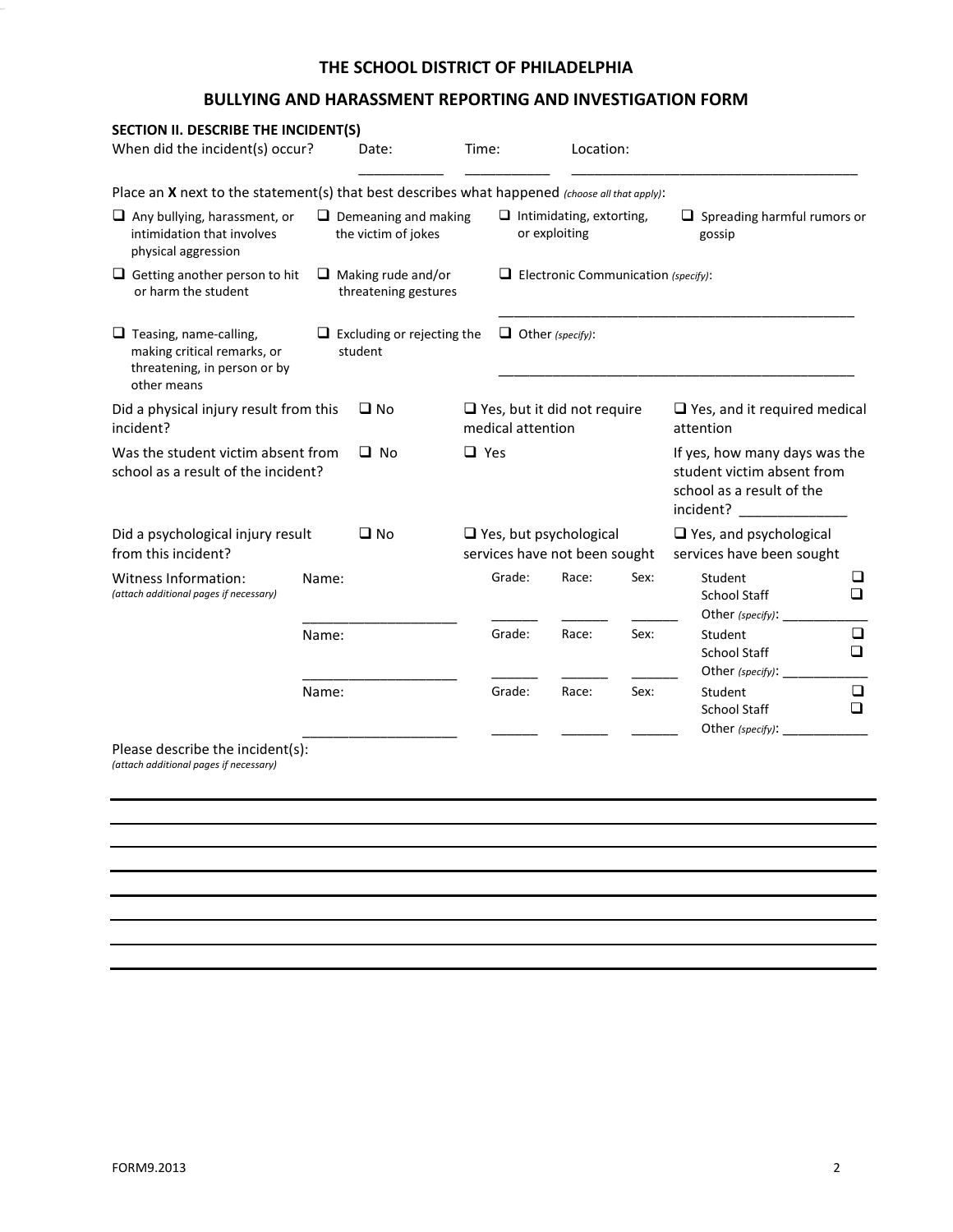# THE SCHOOL DISTRICT OF PHILADELPHIA

## BULLYING AND HARASSMENT REPORTING AND INVESTIGATION FORM

**SECTION II. DESCRIBE THE INCIDENT(S)**

When did the incident(s) occur? Date: ___________ Time: ___________ Location: ______________________________________

Place an **X** next to the statement(s) that best describes what happened *(choose all that apply)*:

| | | | |
|---|---|---|---|
| ❑ Any bullying, harassment, or intimidation that involves physical aggression | ❑ Demeaning and making the victim of jokes | ❑ Intimidating, extorting, or exploiting | ❑ Spreading harmful rumors or gossip |
| ❑ Getting another person to hit or harm the student | ❑ Making rude and/or threatening gestures | ❑ Electronic Communication *(specify)*: ______________________ | |
| ❑ Teasing, name-calling, making critical remarks, or threatening, in person or by other means | ❑ Excluding or rejecting the student | ❑ Other *(specify)*: ______________________ | |

| | | | |
|---|---|---|---|
| Did a physical injury result from this incident? | ❑ No | ❑ Yes, but it did not require medical attention | ❑ Yes, and it required medical attention |
| Was the student victim absent from school as a result of the incident? | ❑ No | ❑ Yes | If yes, how many days was the student victim absent from school as a result of the incident? _____________ |
| Did a psychological injury result from this incident? | ❑ No | ❑ Yes, but psychological services have not been sought | ❑ Yes, and psychological services have been sought |

Witness Information:
*(attach additional pages if necessary)*

| Name: | Grade: | Race: | Sex: | |
|---|---|---|---|---|
| ____________________ | ______ | ______ | ______ | Student ❑ School Staff ❑ Other *(specify)*: ____________ |
| ____________________ | ______ | ______ | ______ | Student ❑ School Staff ❑ Other *(specify)*: ____________ |
| ____________________ | ______ | ______ | ______ | Student ❑ School Staff ❑ Other *(specify)*: ____________ |

Please describe the incident(s):
*(attach additional pages if necessary)*

_______________________________________________________________________________

_______________________________________________________________________________

_______________________________________________________________________________

_______________________________________________________________________________

_______________________________________________________________________________

_______________________________________________________________________________

_______________________________________________________________________________

_______________________________________________________________________________

FORM9.2013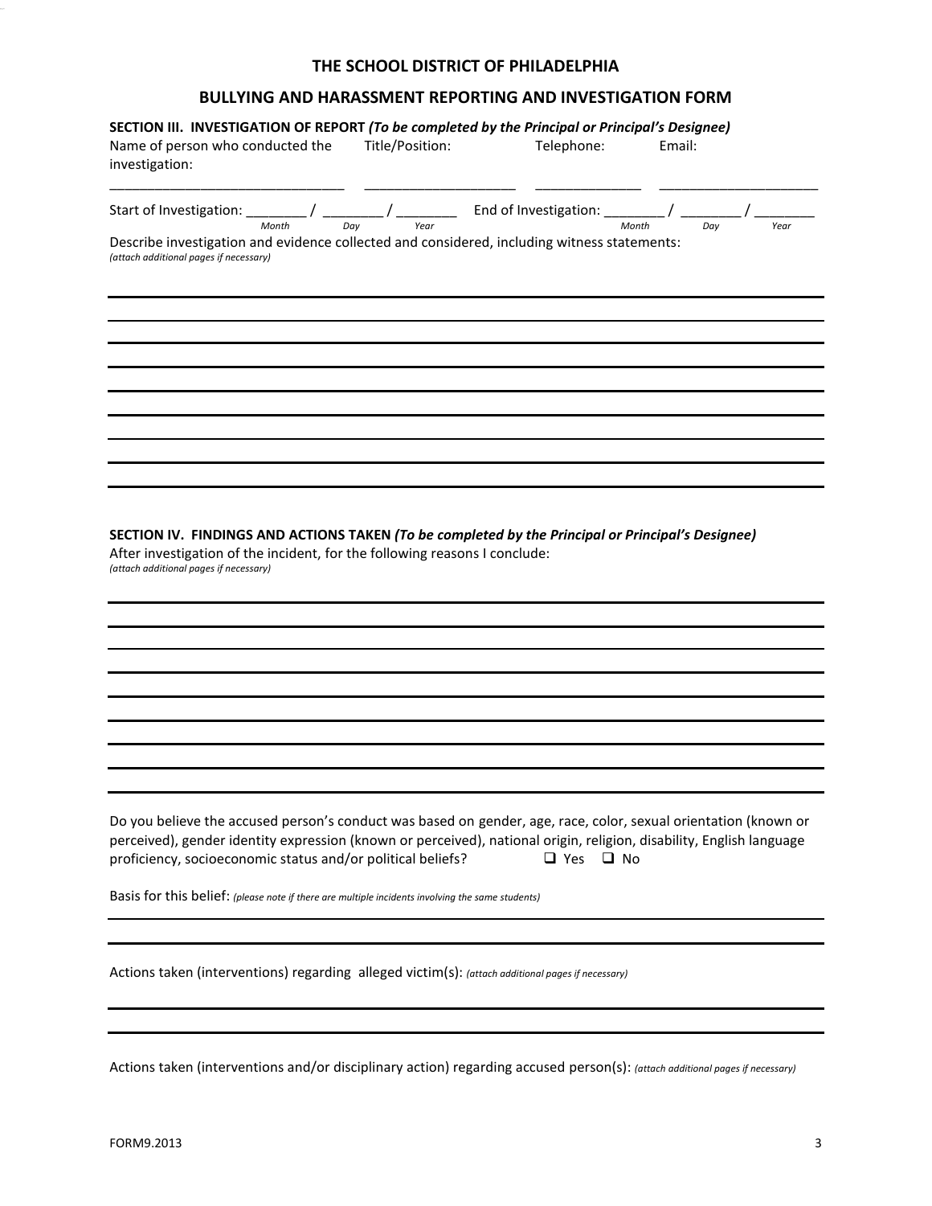# THE SCHOOL DISTRICT OF PHILADELPHIA

## BULLYING AND HARASSMENT REPORTING AND INVESTIGATION FORM

**SECTION III. INVESTIGATION OF REPORT *(To be completed by the Principal or Principal's Designee)***

| Name of person who conducted the investigation: | Title/Position: | Telephone: | Email: |
|---|---|---|---|
| ______________________________ | ____________________ | ______________ | ______________________ |

Start of Investigation: ________ / ________ / ________ End of Investigation: ________ / ________ / ________
*Month Day Year* *Month Day Year*

Describe investigation and evidence collected and considered, including witness statements:
*(attach additional pages if necessary)*

______________________________________________________________________________

______________________________________________________________________________

______________________________________________________________________________

______________________________________________________________________________

______________________________________________________________________________

______________________________________________________________________________

______________________________________________________________________________

______________________________________________________________________________

______________________________________________________________________________

**SECTION IV. FINDINGS AND ACTIONS TAKEN *(To be completed by the Principal or Principal's Designee)***

After investigation of the incident, for the following reasons I conclude:
*(attach additional pages if necessary)*

______________________________________________________________________________

______________________________________________________________________________

______________________________________________________________________________

______________________________________________________________________________

______________________________________________________________________________

______________________________________________________________________________

______________________________________________________________________________

______________________________________________________________________________

______________________________________________________________________________

Do you believe the accused person's conduct was based on gender, age, race, color, sexual orientation (known or perceived), gender identity expression (known or perceived), national origin, religion, disability, English language proficiency, socioeconomic status and/or political beliefs? ❑ Yes ❑ No

Basis for this belief: *(please note if there are multiple incidents involving the same students)*

______________________________________________________________________________

______________________________________________________________________________

Actions taken (interventions) regarding alleged victim(s): *(attach additional pages if necessary)*

______________________________________________________________________________

______________________________________________________________________________

Actions taken (interventions and/or disciplinary action) regarding accused person(s): *(attach additional pages if necessary)*

FORM9.2013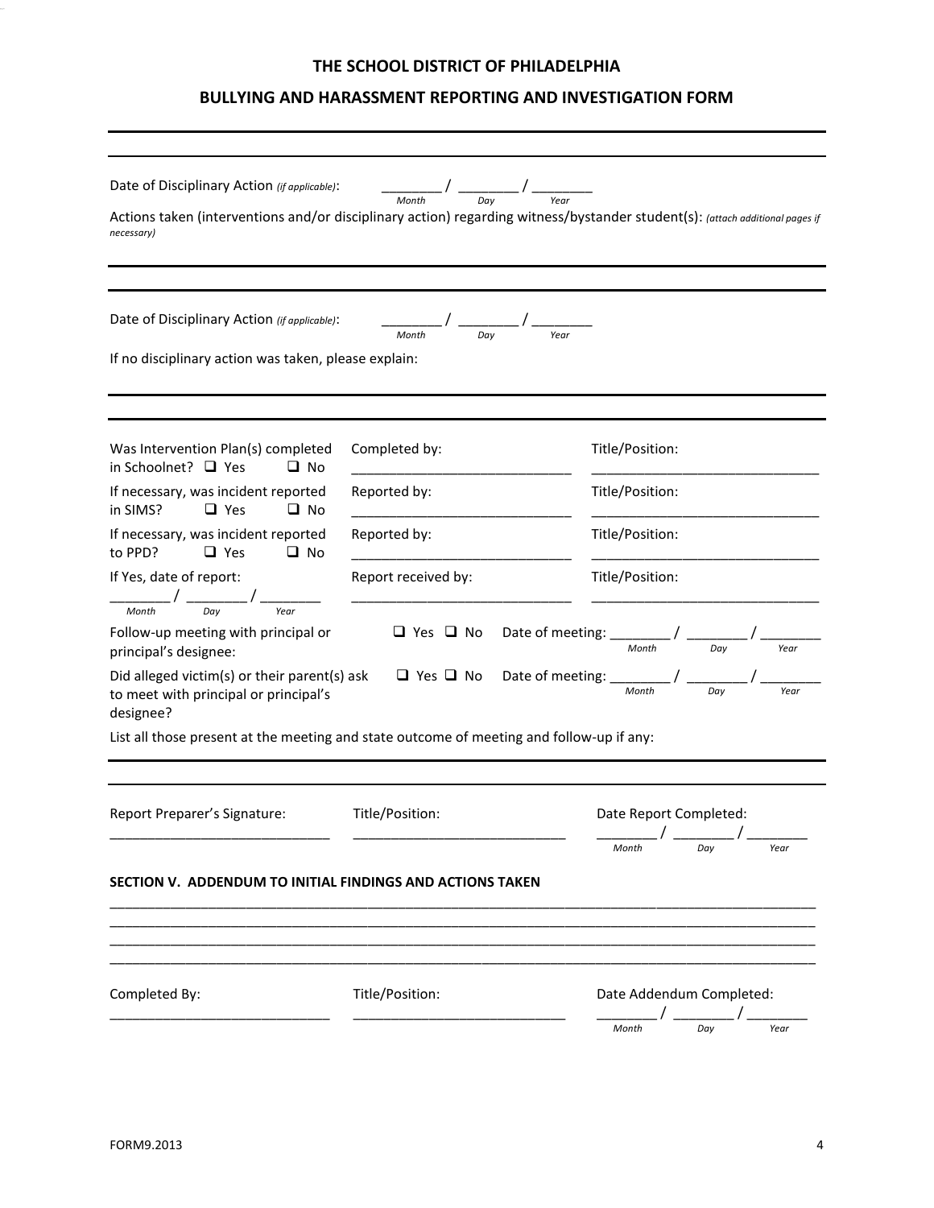# THE SCHOOL DISTRICT OF PHILADELPHIA

## BULLYING AND HARASSMENT REPORTING AND INVESTIGATION FORM

---

Date of Disciplinary Action *(if applicable)*: ________ / ________ / ________
*Month Day Year*

Actions taken (interventions and/or disciplinary action) regarding witness/bystander student(s): *(attach additional pages if necessary)*

---

Date of Disciplinary Action *(if applicable)*: ________ / ________ / ________
*Month Day Year*

If no disciplinary action was taken, please explain:

---

| | | |
|---|---|---|
| Was Intervention Plan(s) completed in Schoolnet? ❑ Yes ❑ No | Completed by: ____________________________ | Title/Position: ______________________________ |
| If necessary, was incident reported in SIMS? ❑ Yes ❑ No | Reported by: ____________________________ | Title/Position: ______________________________ |
| If necessary, was incident reported to PPD? ❑ Yes ❑ No | Reported by: ____________________________ | Title/Position: ______________________________ |
| If Yes, date of report: ________ / ________ / ________ *Month Day Year* | Report received by: ____________________________ | Title/Position: ______________________________ |

Follow-up meeting with principal or principal's designee: ❑ Yes ❑ No Date of meeting: ________ / ________ / ________
*Month Day Year*

Did alleged victim(s) or their parent(s) ask to meet with principal or principal's designee? ❑ Yes ❑ No Date of meeting: ________ / ________ / ________
*Month Day Year*

List all those present at the meeting and state outcome of meeting and follow-up if any:

---

| | | |
|---|---|---|
| Report Preparer's Signature: ____________________________ | Title/Position: ____________________________ | Date Report Completed: ________ / ________ / ________ *Month Day Year* |

### SECTION V. ADDENDUM TO INITIAL FINDINGS AND ACTIONS TAKEN

_____________________________________________________________________________________________
_____________________________________________________________________________________________
_____________________________________________________________________________________________
_____________________________________________________________________________________________

| | | |
|---|---|---|
| Completed By: ____________________________ | Title/Position: ____________________________ | Date Addendum Completed: ________ / ________ / ________ *Month Day Year* |

FORM9.2013